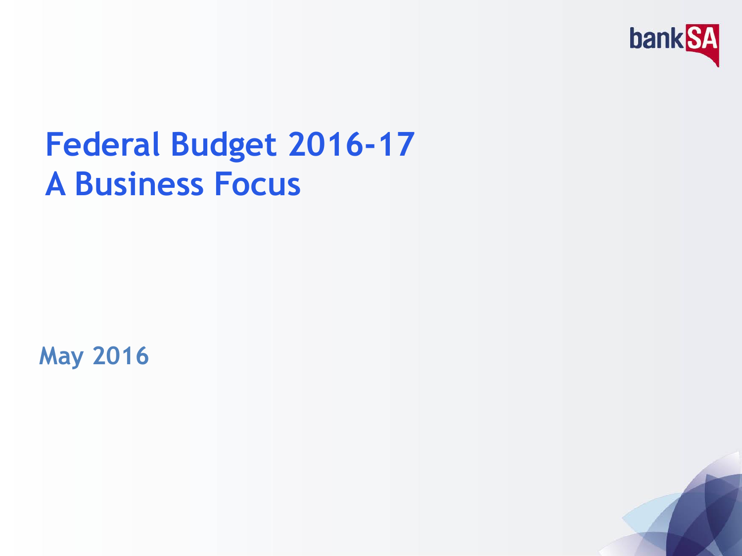bankSA

# Federal Budget 2016-17
# A Business Focus

May 2016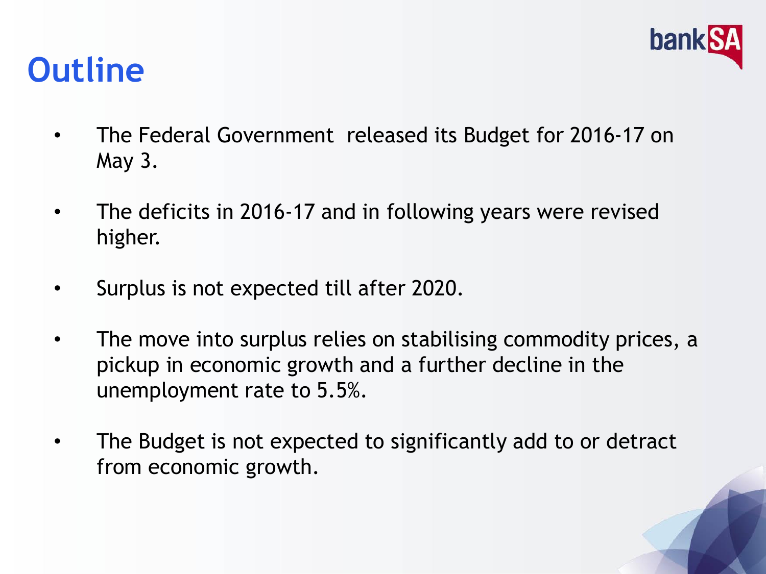# Outline

- The Federal Government released its Budget for 2016-17 on May 3.
- The deficits in 2016-17 and in following years were revised higher.
- Surplus is not expected till after 2020.
- The move into surplus relies on stabilising commodity prices, a pickup in economic growth and a further decline in the unemployment rate to 5.5%.
- The Budget is not expected to significantly add to or detract from economic growth.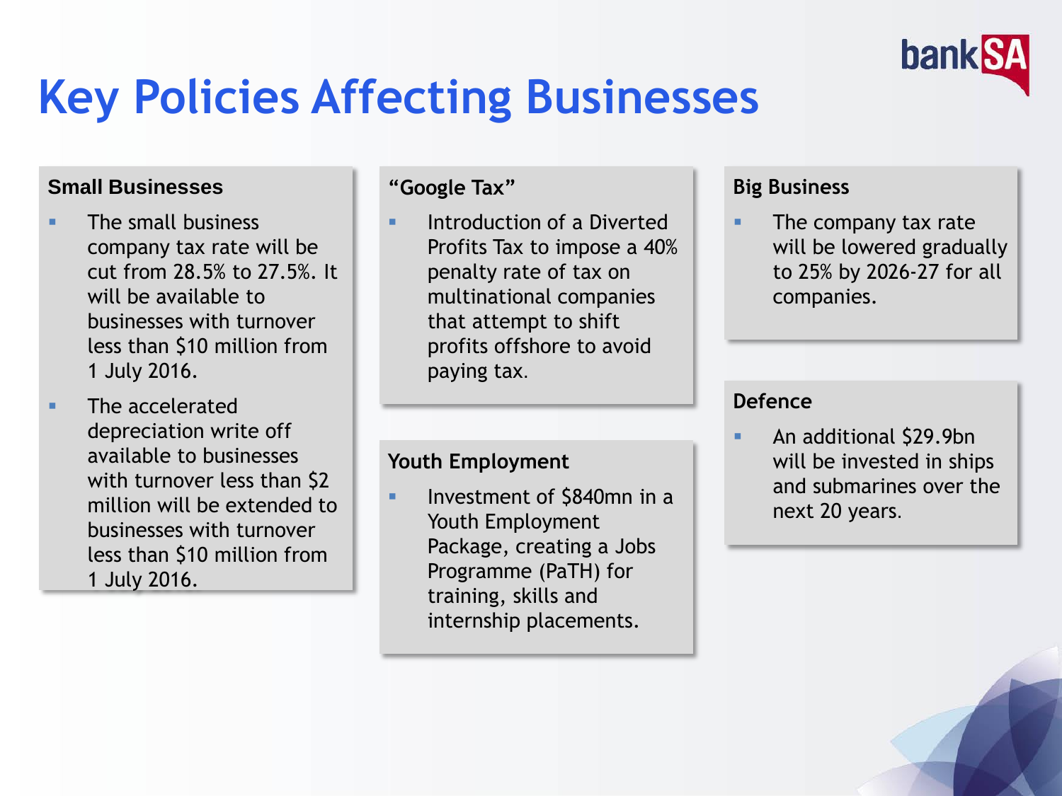# Key Policies Affecting Businesses

### Small Businesses

- The small business company tax rate will be cut from 28.5% to 27.5%. It will be available to businesses with turnover less than $10 million from 1 July 2016.
- The accelerated depreciation write off available to businesses with turnover less than $2 million will be extended to businesses with turnover less than $10 million from 1 July 2016.

### "Google Tax"

- Introduction of a Diverted Profits Tax to impose a 40% penalty rate of tax on multinational companies that attempt to shift profits offshore to avoid paying tax.

### Youth Employment

- Investment of $840mn in a Youth Employment Package, creating a Jobs Programme (PaTH) for training, skills and internship placements.

### Big Business

- The company tax rate will be lowered gradually to 25% by 2026-27 for all companies.

### Defence

- An additional $29.9bn will be invested in ships and submarines over the next 20 years.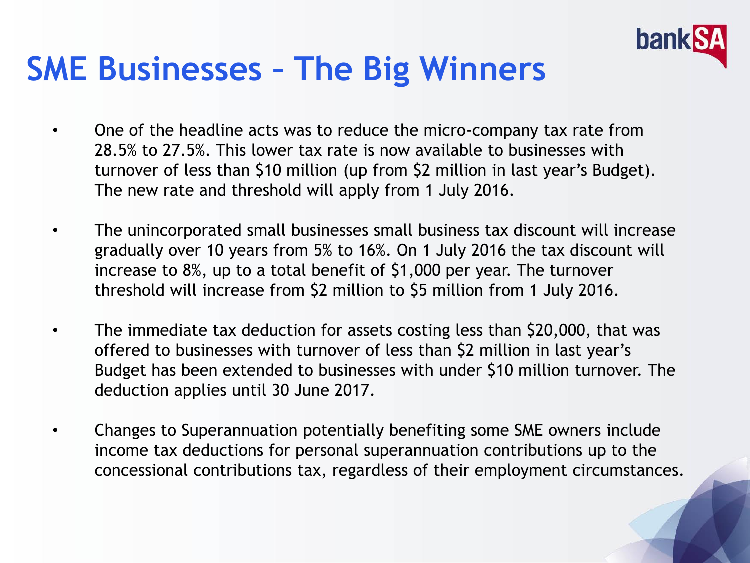# SME Businesses – The Big Winners

- One of the headline acts was to reduce the micro-company tax rate from 28.5% to 27.5%. This lower tax rate is now available to businesses with turnover of less than $10 million (up from $2 million in last year's Budget). The new rate and threshold will apply from 1 July 2016.

- The unincorporated small businesses small business tax discount will increase gradually over 10 years from 5% to 16%. On 1 July 2016 the tax discount will increase to 8%, up to a total benefit of $1,000 per year. The turnover threshold will increase from $2 million to $5 million from 1 July 2016.

- The immediate tax deduction for assets costing less than $20,000, that was offered to businesses with turnover of less than $2 million in last year's Budget has been extended to businesses with under $10 million turnover. The deduction applies until 30 June 2017.

- Changes to Superannuation potentially benefiting some SME owners include income tax deductions for personal superannuation contributions up to the concessional contributions tax, regardless of their employment circumstances.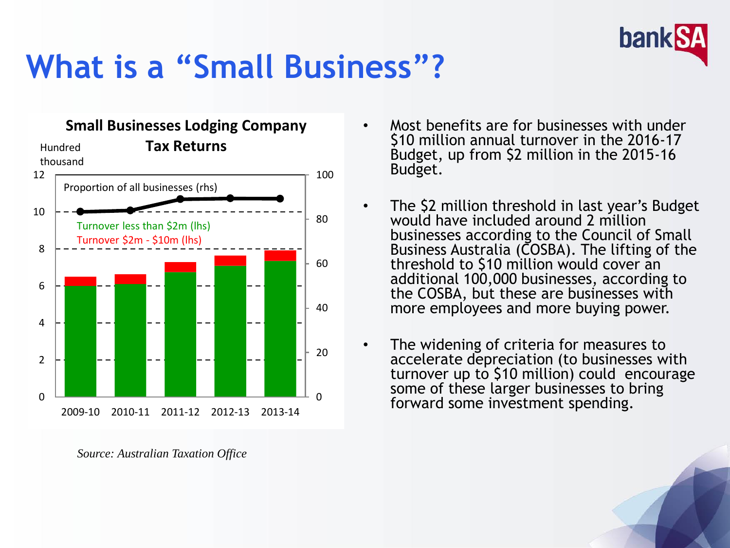# What is a "Small Business"?

**Small Businesses Lodging Company Tax Returns**

Hundred thousand

Proportion of all businesses (rhs)

Turnover less than $2m (lhs)

Turnover $2m - $10m (lhs)

2009-10 2010-11 2011-12 2012-13 2013-14

*Source: Australian Taxation Office*

- Most benefits are for businesses with under $10 million annual turnover in the 2016-17 Budget, up from $2 million in the 2015-16 Budget.
- The $2 million threshold in last year's Budget would have included around 2 million businesses according to the Council of Small Business Australia (COSBA). The lifting of the threshold to $10 million would cover an additional 100,000 businesses, according to the COSBA, but these are businesses with more employees and more buying power.
- The widening of criteria for measures to accelerate depreciation (to businesses with turnover up to $10 million) could encourage some of these larger businesses to bring forward some investment spending.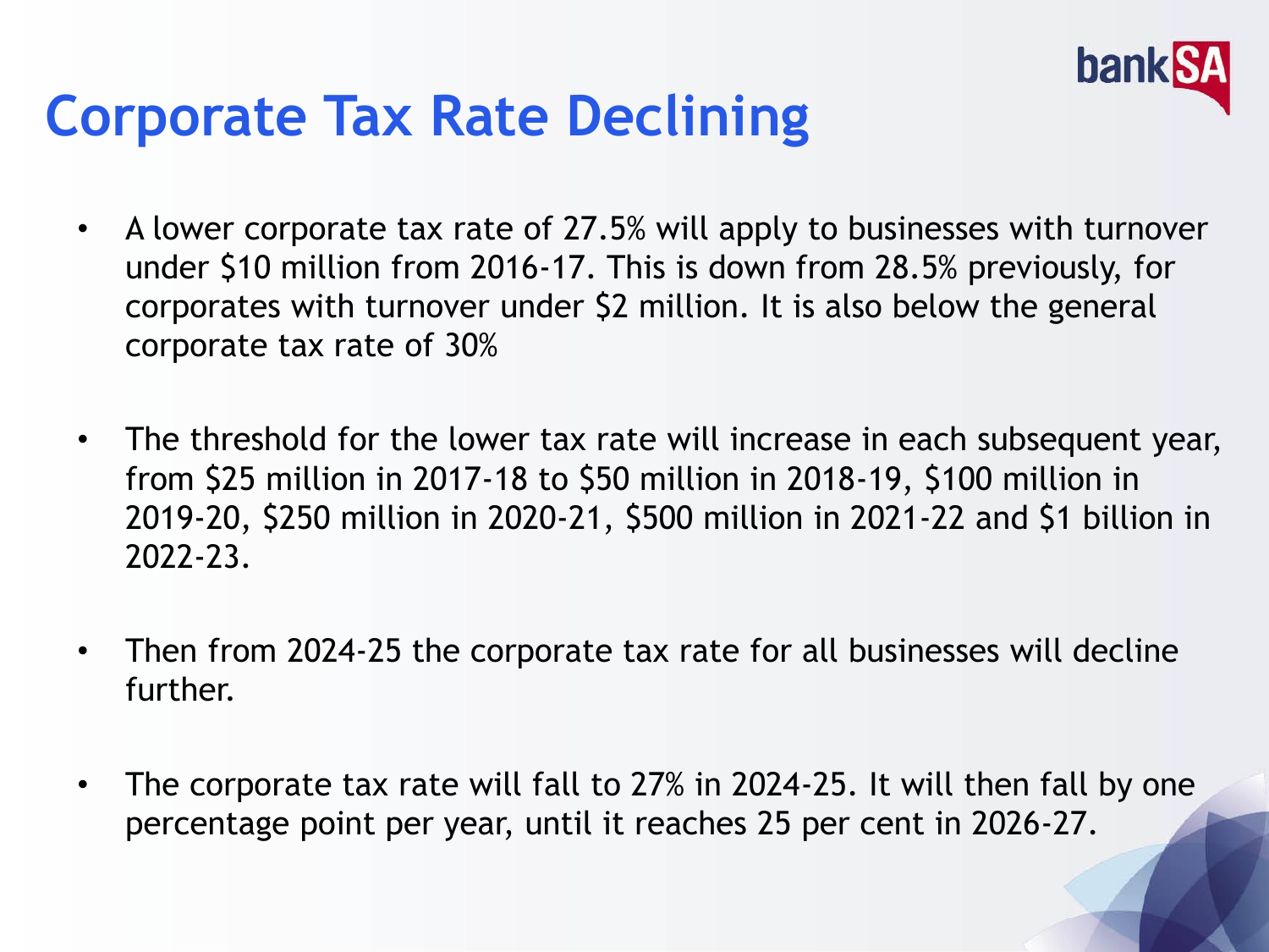# Corporate Tax Rate Declining

- A lower corporate tax rate of 27.5% will apply to businesses with turnover under $10 million from 2016-17. This is down from 28.5% previously, for corporates with turnover under $2 million. It is also below the general corporate tax rate of 30%

- The threshold for the lower tax rate will increase in each subsequent year, from $25 million in 2017-18 to $50 million in 2018-19, $100 million in 2019-20, $250 million in 2020-21, $500 million in 2021-22 and $1 billion in 2022-23.

- Then from 2024-25 the corporate tax rate for all businesses will decline further.

- The corporate tax rate will fall to 27% in 2024-25. It will then fall by one percentage point per year, until it reaches 25 per cent in 2026-27.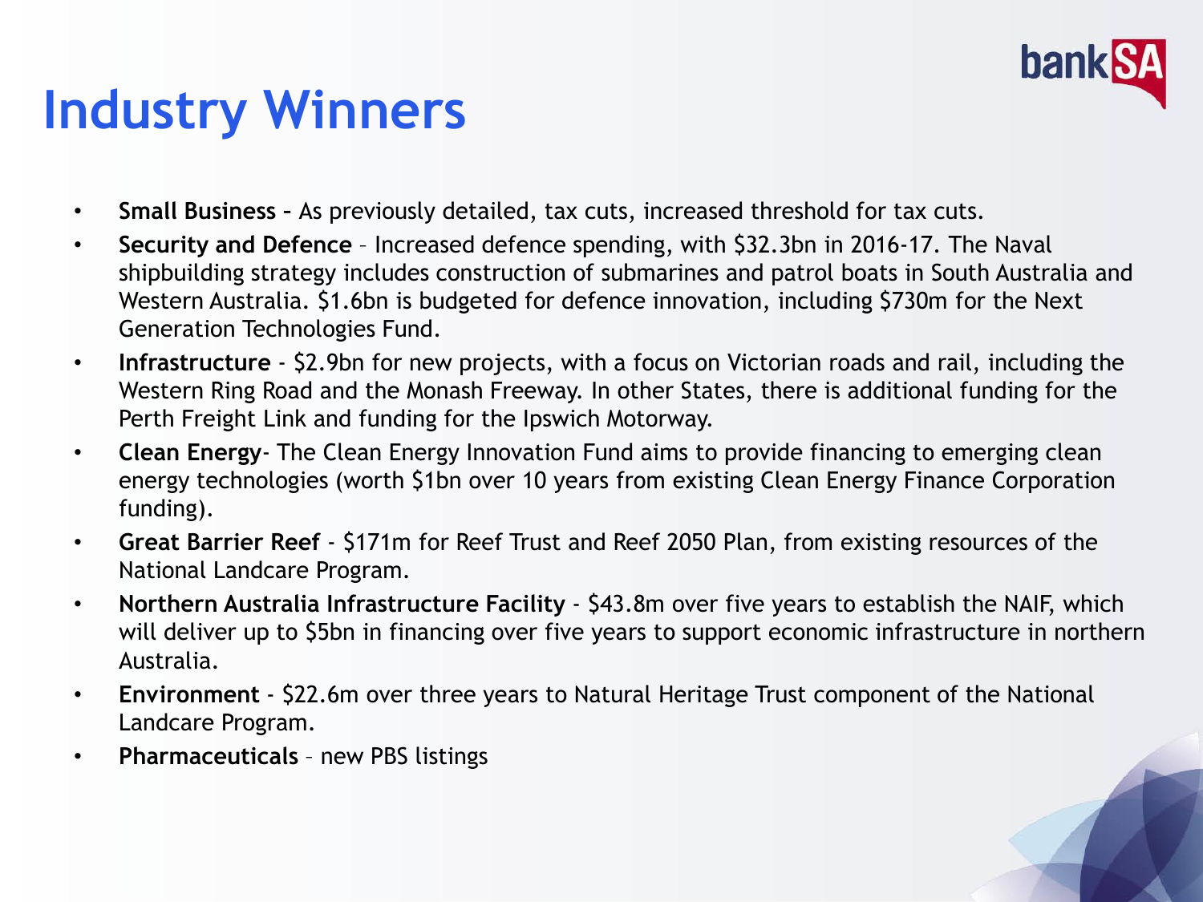# Industry Winners

- **Small Business –** As previously detailed, tax cuts, increased threshold for tax cuts.
- **Security and Defence** – Increased defence spending, with $32.3bn in 2016-17. The Naval shipbuilding strategy includes construction of submarines and patrol boats in South Australia and Western Australia. $1.6bn is budgeted for defence innovation, including $730m for the Next Generation Technologies Fund.
- **Infrastructure** - $2.9bn for new projects, with a focus on Victorian roads and rail, including the Western Ring Road and the Monash Freeway. In other States, there is additional funding for the Perth Freight Link and funding for the Ipswich Motorway.
- **Clean Energy**- The Clean Energy Innovation Fund aims to provide financing to emerging clean energy technologies (worth $1bn over 10 years from existing Clean Energy Finance Corporation funding).
- **Great Barrier Reef** - $171m for Reef Trust and Reef 2050 Plan, from existing resources of the National Landcare Program.
- **Northern Australia Infrastructure Facility** - $43.8m over five years to establish the NAIF, which will deliver up to $5bn in financing over five years to support economic infrastructure in northern Australia.
- **Environment** - $22.6m over three years to Natural Heritage Trust component of the National Landcare Program.
- **Pharmaceuticals** – new PBS listings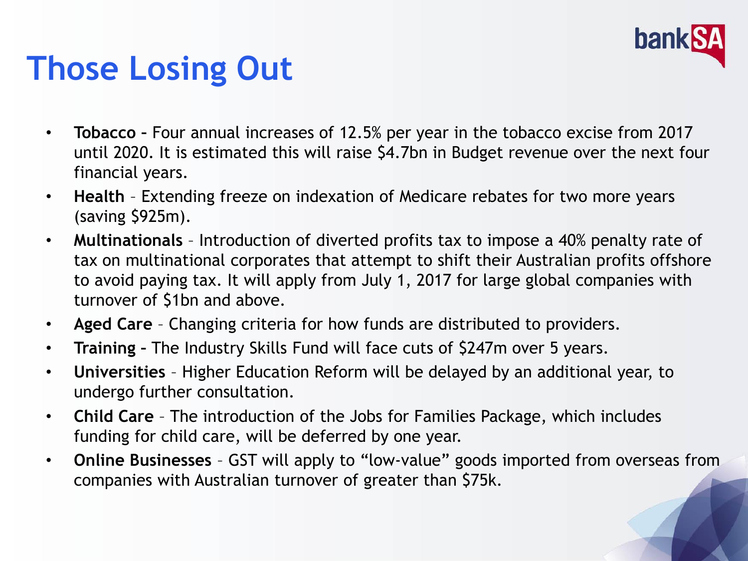# Those Losing Out

- **Tobacco –** Four annual increases of 12.5% per year in the tobacco excise from 2017 until 2020. It is estimated this will raise $4.7bn in Budget revenue over the next four financial years.
- **Health** – Extending freeze on indexation of Medicare rebates for two more years (saving $925m).
- **Multinationals** – Introduction of diverted profits tax to impose a 40% penalty rate of tax on multinational corporates that attempt to shift their Australian profits offshore to avoid paying tax. It will apply from July 1, 2017 for large global companies with turnover of $1bn and above.
- **Aged Care** – Changing criteria for how funds are distributed to providers.
- **Training –** The Industry Skills Fund will face cuts of $247m over 5 years.
- **Universities** – Higher Education Reform will be delayed by an additional year, to undergo further consultation.
- **Child Care** – The introduction of the Jobs for Families Package, which includes funding for child care, will be deferred by one year.
- **Online Businesses** – GST will apply to “low-value” goods imported from overseas from companies with Australian turnover of greater than $75k.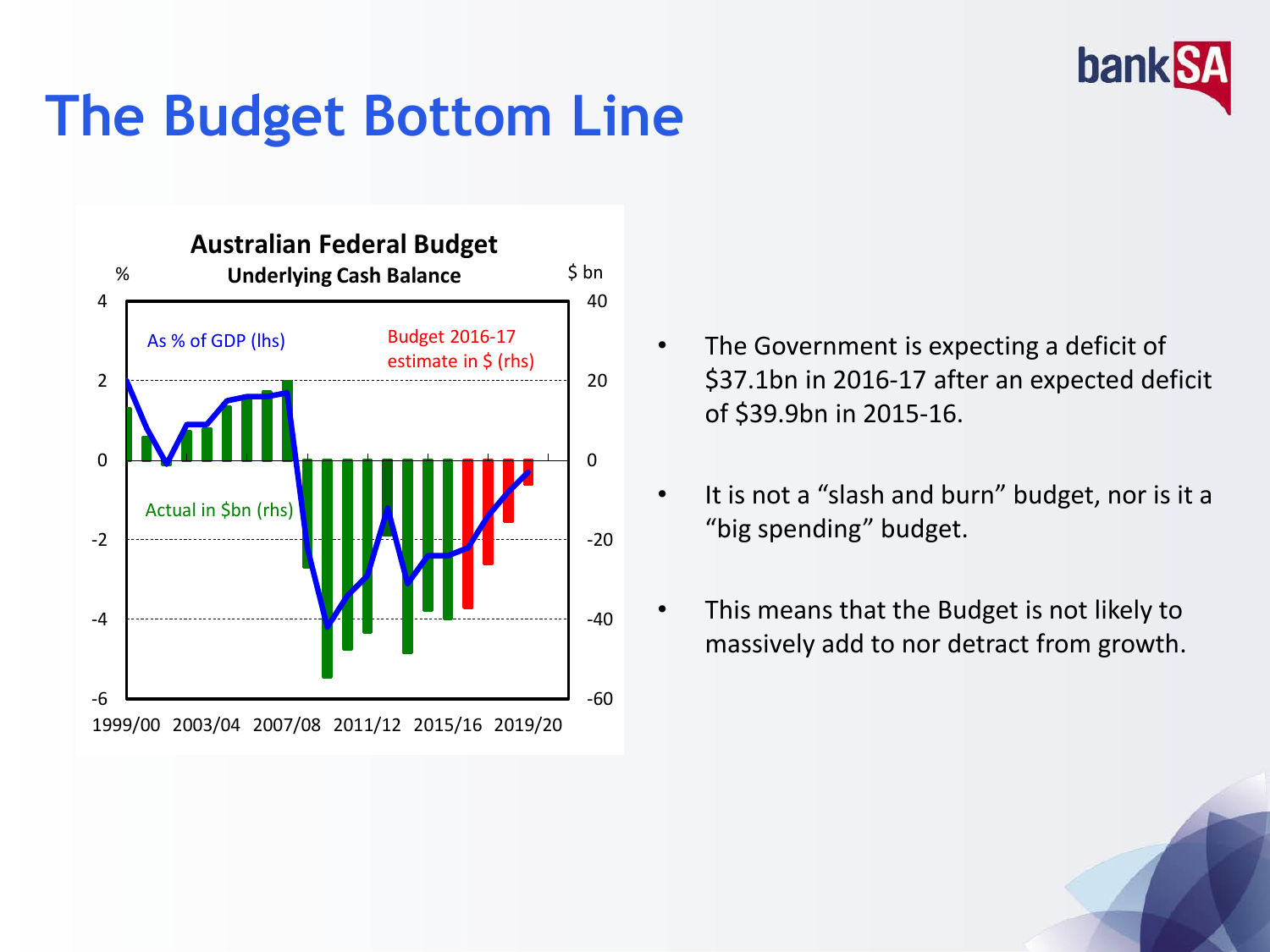# The Budget Bottom Line

**Australian Federal Budget**

**Underlying Cash Balance**

- The Government is expecting a deficit of \$37.1bn in 2016-17 after an expected deficit of \$39.9bn in 2015-16.
- It is not a "slash and burn" budget, nor is it a "big spending" budget.
- This means that the Budget is not likely to massively add to nor detract from growth.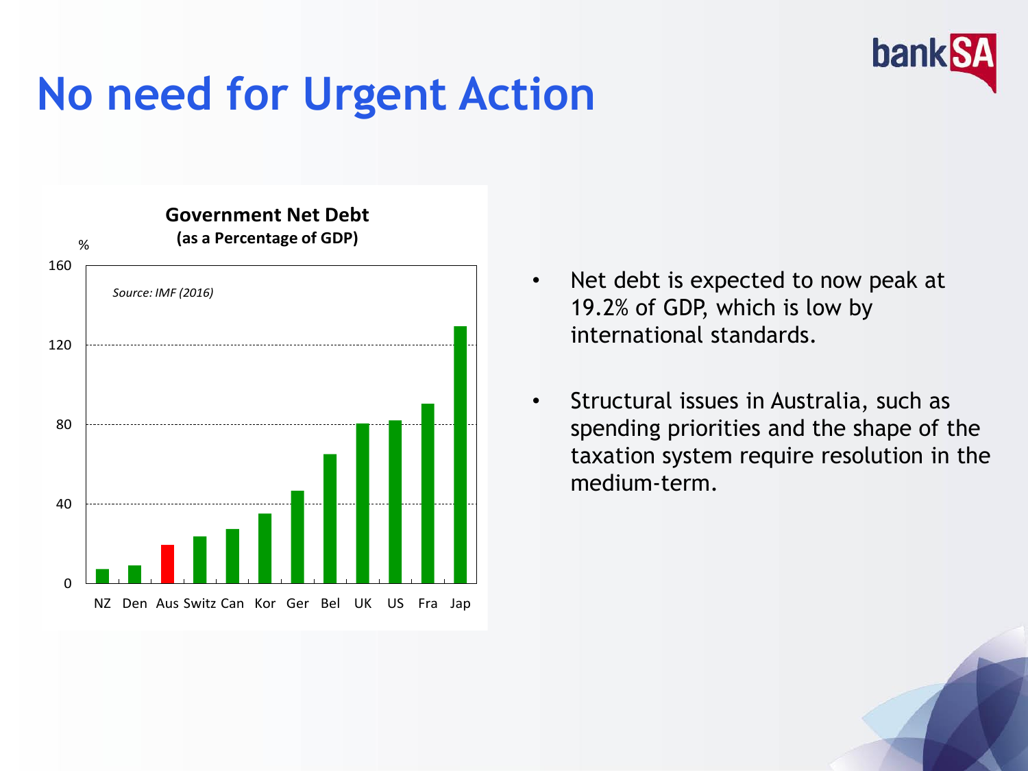# No need for Urgent Action

**Government Net Debt**
**(as a Percentage of GDP)**

%

160

*Source: IMF (2016)*

120

80

40

0

NZ Den Aus Switz Can Kor Ger Bel UK US Fra Jap

- Net debt is expected to now peak at 19.2% of GDP, which is low by international standards.
- Structural issues in Australia, such as spending priorities and the shape of the taxation system require resolution in the medium-term.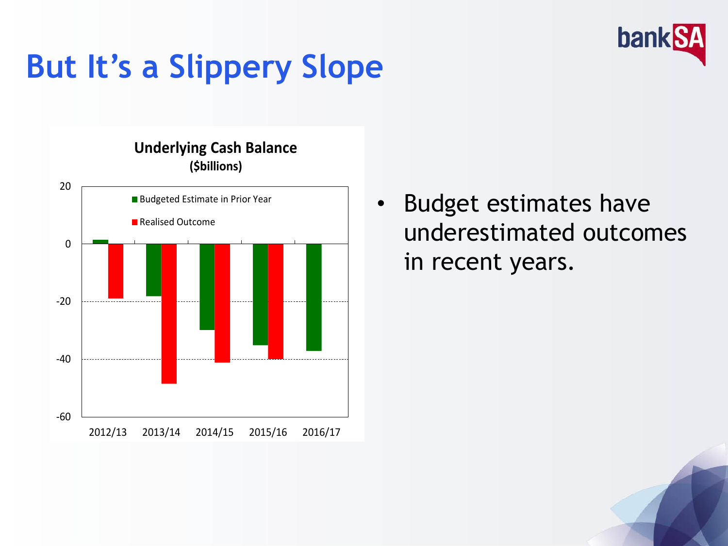# But It's a Slippery Slope

**Underlying Cash Balance**
**($billions)**

- Budget estimates have underestimated outcomes in recent years.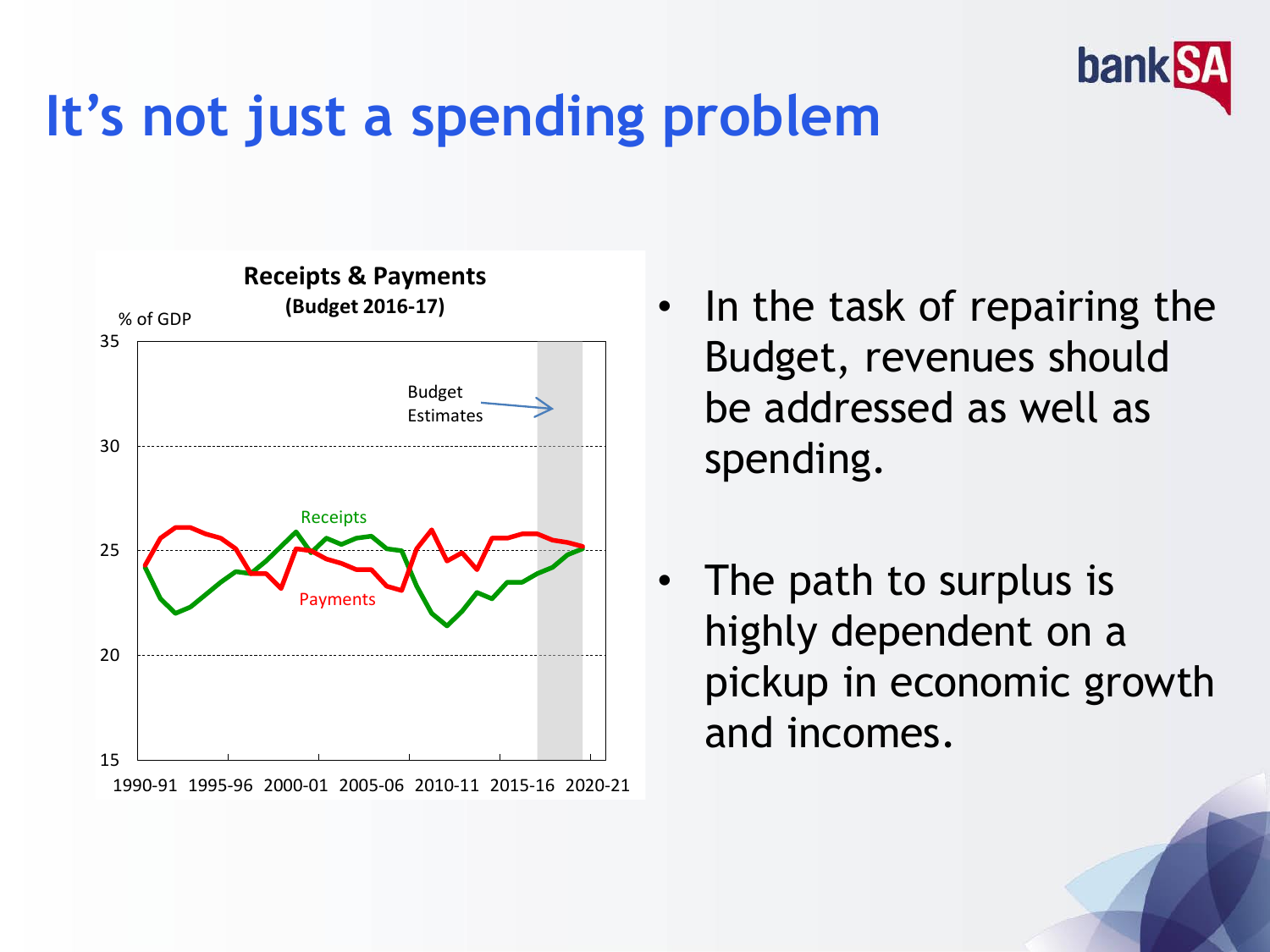# It's not just a spending problem

**Receipts & Payments**
**(Budget 2016-17)**

% of GDP

Budget Estimates

Receipts

Payments

35
30
25
20
15

1990-91 1995-96 2000-01 2005-06 2010-11 2015-16 2020-21

- In the task of repairing the Budget, revenues should be addressed as well as spending.
- The path to surplus is highly dependent on a pickup in economic growth and incomes.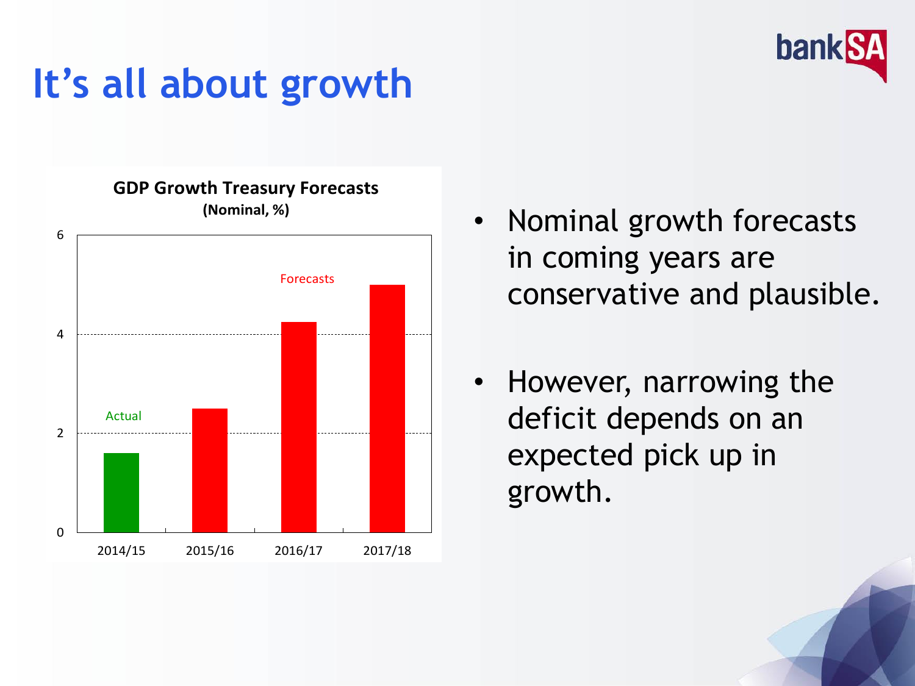# It's all about growth

**GDP Growth Treasury Forecasts**
**(Nominal, %)**

| Year | Value | Type |
| --- | --- | --- |
| 2014/15 | ~1.6 | Actual |
| 2015/16 | ~2.5 | Forecasts |
| 2016/17 | ~4.25 | Forecasts |
| 2017/18 | ~5.0 | Forecasts |

- Nominal growth forecasts in coming years are conservative and plausible.
- However, narrowing the deficit depends on an expected pick up in growth.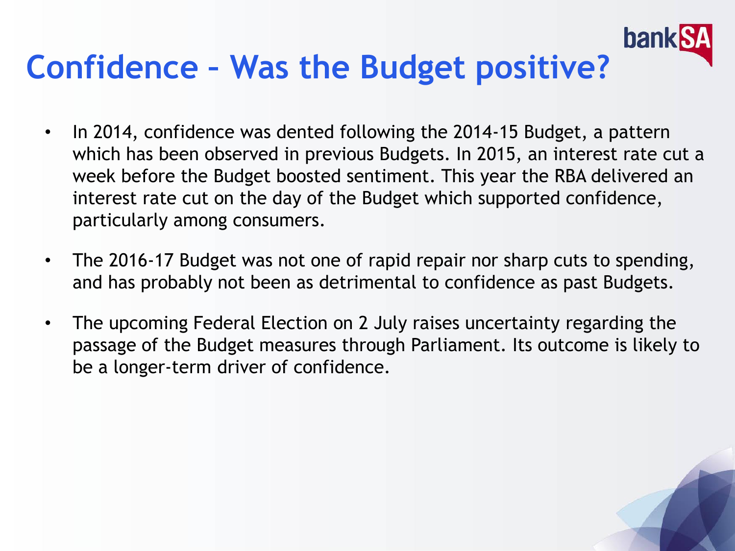# Confidence – Was the Budget positive?

- In 2014, confidence was dented following the 2014-15 Budget, a pattern which has been observed in previous Budgets. In 2015, an interest rate cut a week before the Budget boosted sentiment. This year the RBA delivered an interest rate cut on the day of the Budget which supported confidence, particularly among consumers.
- The 2016-17 Budget was not one of rapid repair nor sharp cuts to spending, and has probably not been as detrimental to confidence as past Budgets.
- The upcoming Federal Election on 2 July raises uncertainty regarding the passage of the Budget measures through Parliament. Its outcome is likely to be a longer-term driver of confidence.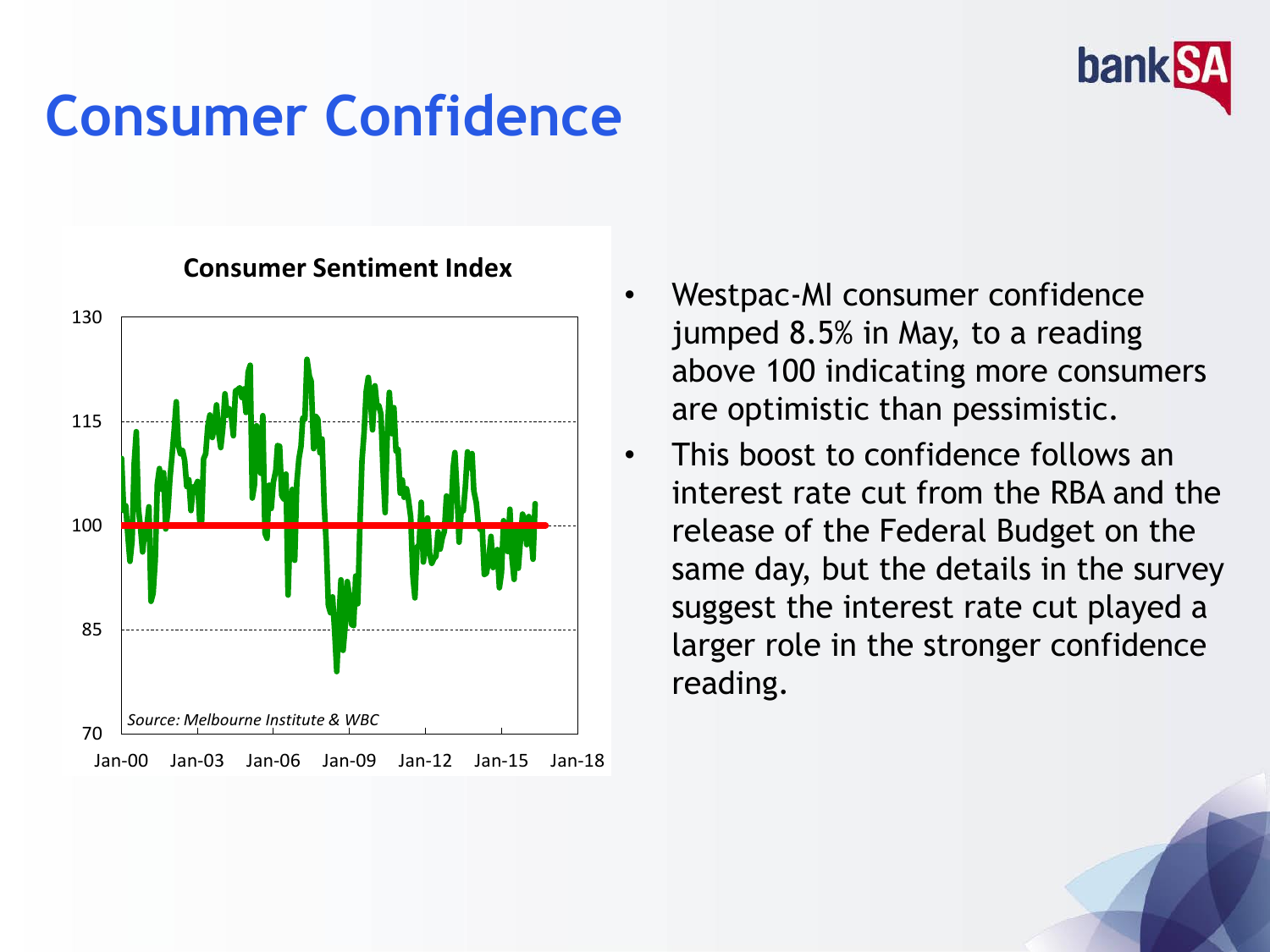# Consumer Confidence

**Consumer Sentiment Index**

Source: Melbourne Institute & WBC

- Westpac-MI consumer confidence jumped 8.5% in May, to a reading above 100 indicating more consumers are optimistic than pessimistic.
- This boost to confidence follows an interest rate cut from the RBA and the release of the Federal Budget on the same day, but the details in the survey suggest the interest rate cut played a larger role in the stronger confidence reading.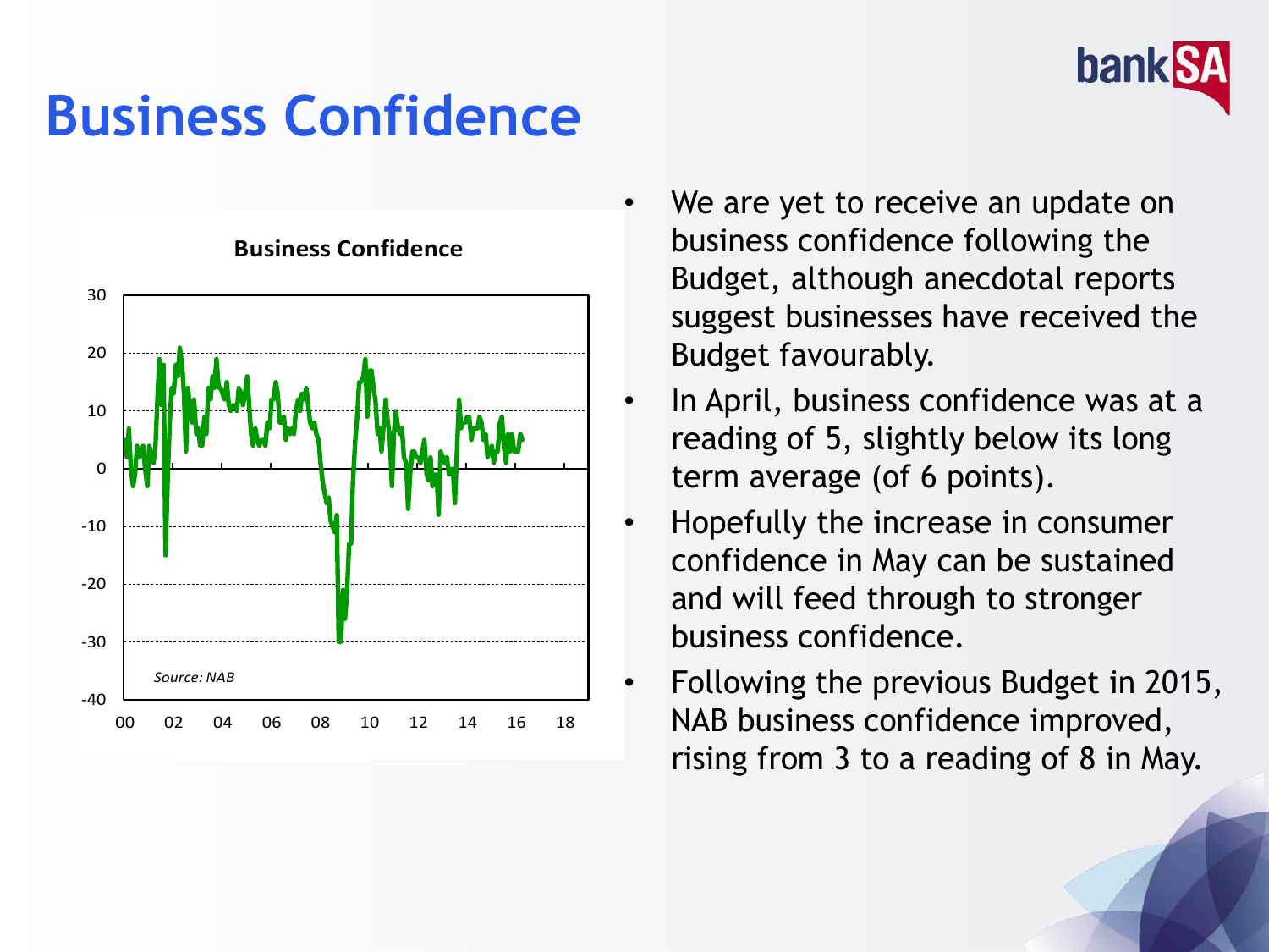# Business Confidence

- We are yet to receive an update on business confidence following the Budget, although anecdotal reports suggest businesses have received the Budget favourably.
- In April, business confidence was at a reading of 5, slightly below its long term average (of 6 points).
- Hopefully the increase in consumer confidence in May can be sustained and will feed through to stronger business confidence.
- Following the previous Budget in 2015, NAB business confidence improved, rising from 3 to a reading of 8 in May.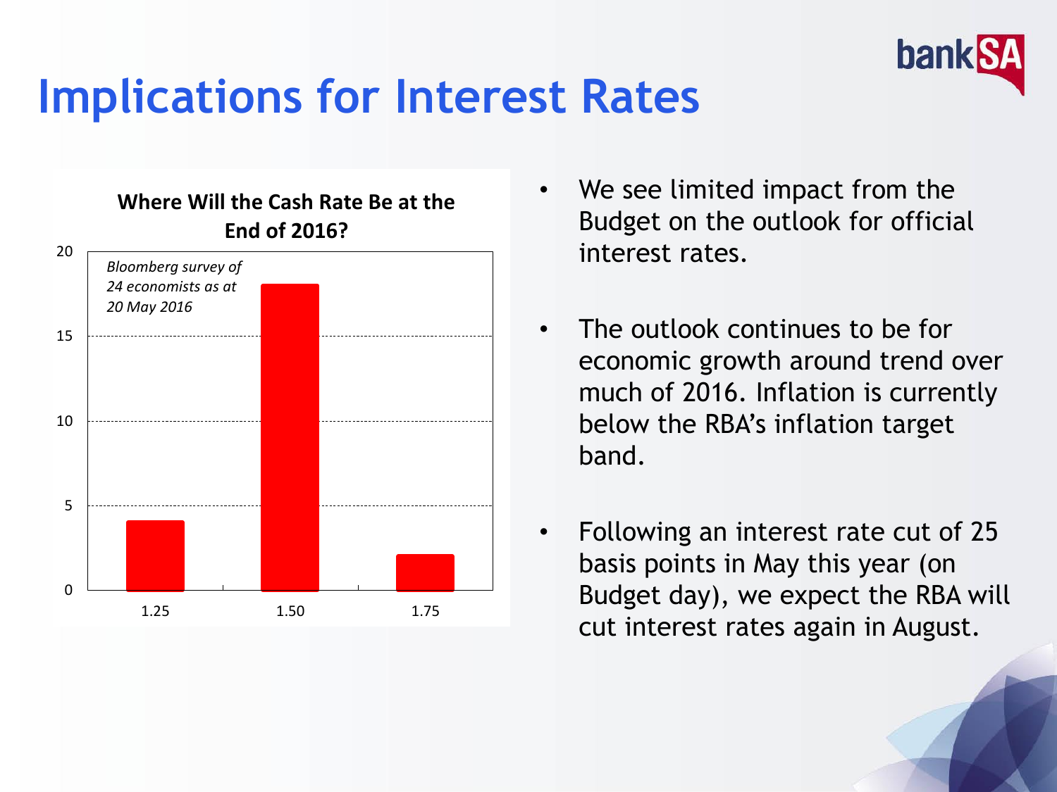# Implications for Interest Rates

**Where Will the Cash Rate Be at the End of 2016?**

*Bloomberg survey of 24 economists as at 20 May 2016*

| Cash rate | Number of economists |
|---|---|
| 1.25 | 4 |
| 1.50 | 18 |
| 1.75 | 2 |

- We see limited impact from the Budget on the outlook for official interest rates.
- The outlook continues to be for economic growth around trend over much of 2016. Inflation is currently below the RBA's inflation target band.
- Following an interest rate cut of 25 basis points in May this year (on Budget day), we expect the RBA will cut interest rates again in August.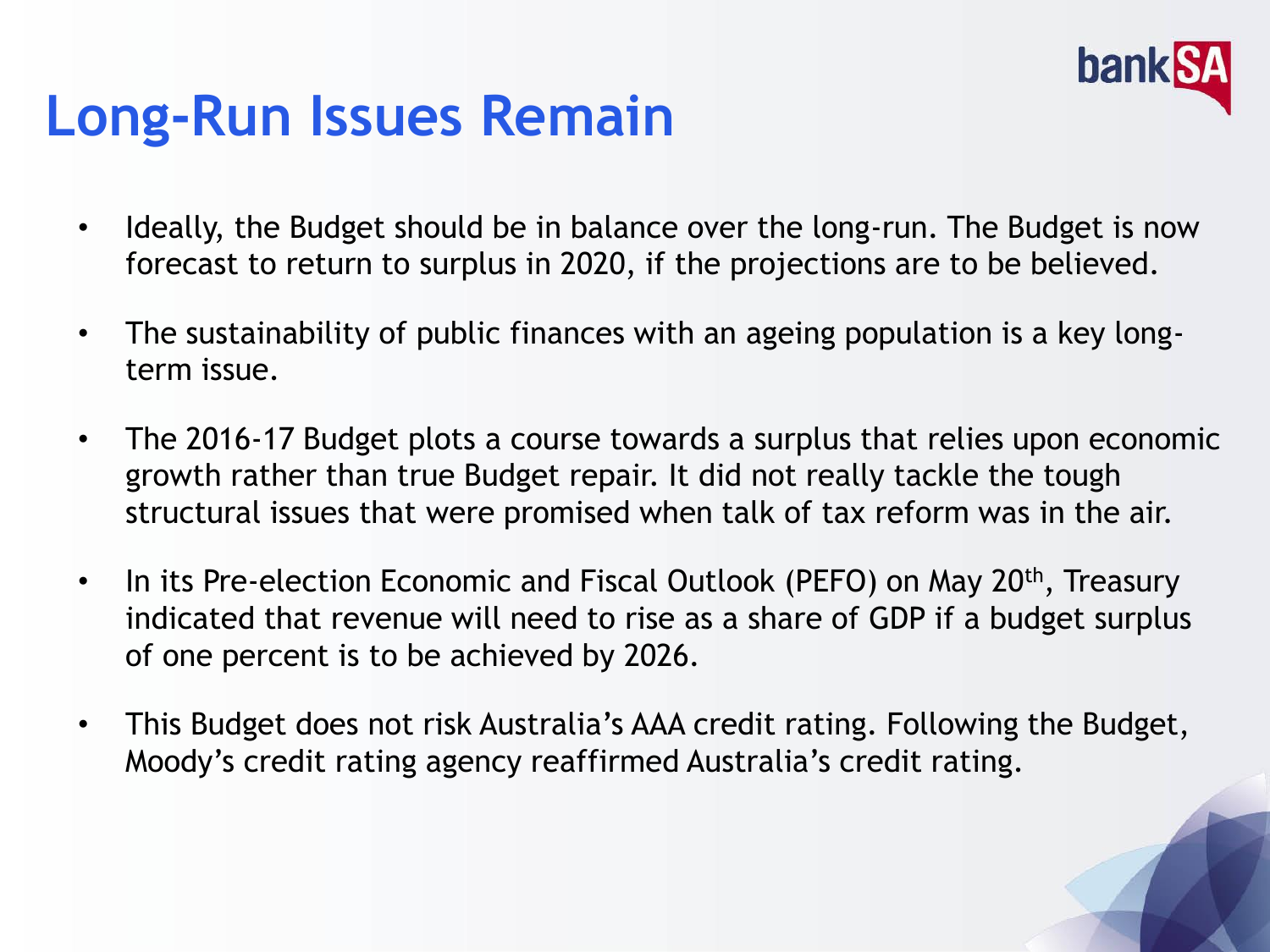# Long-Run Issues Remain

- Ideally, the Budget should be in balance over the long-run. The Budget is now forecast to return to surplus in 2020, if the projections are to be believed.
- The sustainability of public finances with an ageing population is a key long-term issue.
- The 2016-17 Budget plots a course towards a surplus that relies upon economic growth rather than true Budget repair. It did not really tackle the tough structural issues that were promised when talk of tax reform was in the air.
- In its Pre-election Economic and Fiscal Outlook (PEFO) on May 20th, Treasury indicated that revenue will need to rise as a share of GDP if a budget surplus of one percent is to be achieved by 2026.
- This Budget does not risk Australia's AAA credit rating. Following the Budget, Moody's credit rating agency reaffirmed Australia's credit rating.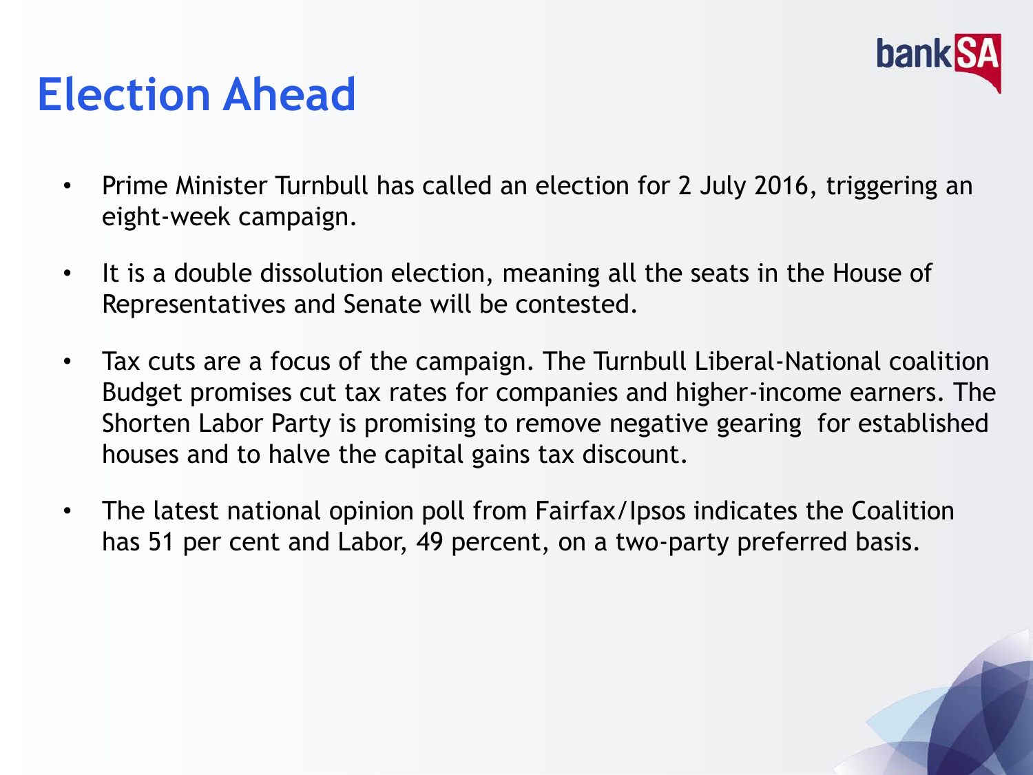# Election Ahead

- Prime Minister Turnbull has called an election for 2 July 2016, triggering an eight-week campaign.
- It is a double dissolution election, meaning all the seats in the House of Representatives and Senate will be contested.
- Tax cuts are a focus of the campaign. The Turnbull Liberal-National coalition Budget promises cut tax rates for companies and higher-income earners. The Shorten Labor Party is promising to remove negative gearing  for established houses and to halve the capital gains tax discount.
- The latest national opinion poll from Fairfax/Ipsos indicates the Coalition has 51 per cent and Labor, 49 percent, on a two-party preferred basis.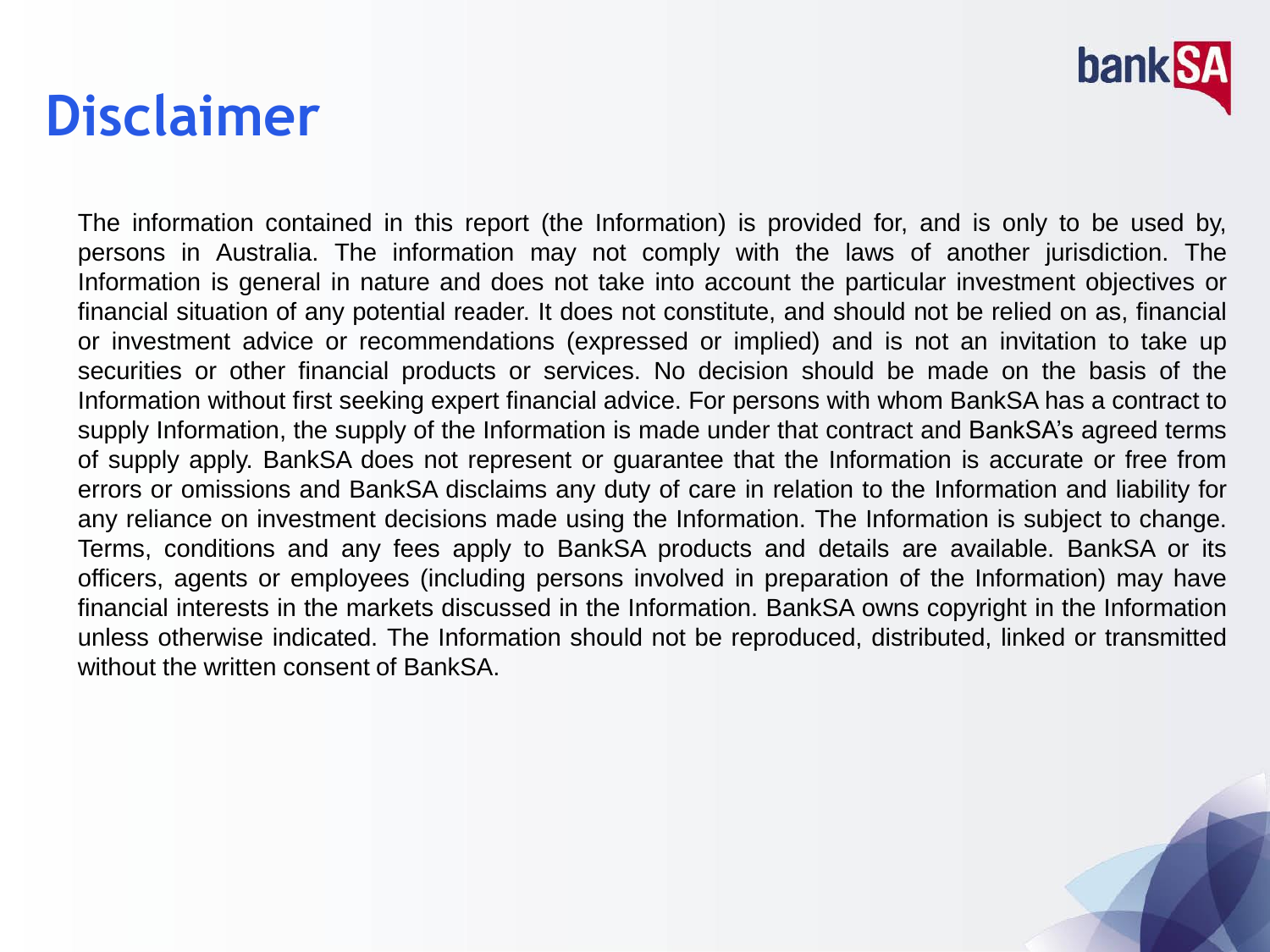# Disclaimer

The information contained in this report (the Information) is provided for, and is only to be used by, persons in Australia. The information may not comply with the laws of another jurisdiction. The Information is general in nature and does not take into account the particular investment objectives or financial situation of any potential reader. It does not constitute, and should not be relied on as, financial or investment advice or recommendations (expressed or implied) and is not an invitation to take up securities or other financial products or services. No decision should be made on the basis of the Information without first seeking expert financial advice. For persons with whom BankSA has a contract to supply Information, the supply of the Information is made under that contract and BankSA's agreed terms of supply apply. BankSA does not represent or guarantee that the Information is accurate or free from errors or omissions and BankSA disclaims any duty of care in relation to the Information and liability for any reliance on investment decisions made using the Information. The Information is subject to change. Terms, conditions and any fees apply to BankSA products and details are available. BankSA or its officers, agents or employees (including persons involved in preparation of the Information) may have financial interests in the markets discussed in the Information. BankSA owns copyright in the Information unless otherwise indicated. The Information should not be reproduced, distributed, linked or transmitted without the written consent of BankSA.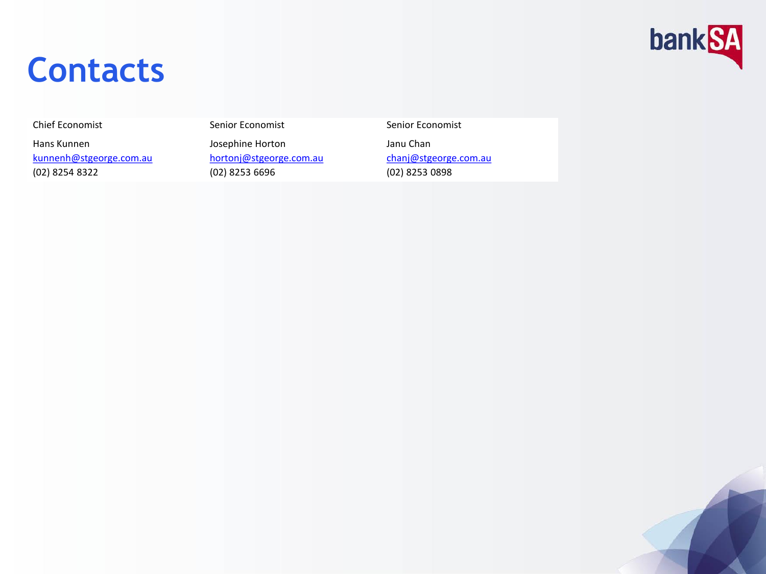# Contacts

| | | |
|---|---|---|
| Chief Economist | Senior Economist | Senior Economist |
| Hans Kunnen | Josephine Horton | Janu Chan |
| kunnenh@stgeorge.com.au | hortonj@stgeorge.com.au | chanj@stgeorge.com.au |
| (02) 8254 8322 | (02) 8253 6696 | (02) 8253 0898 |